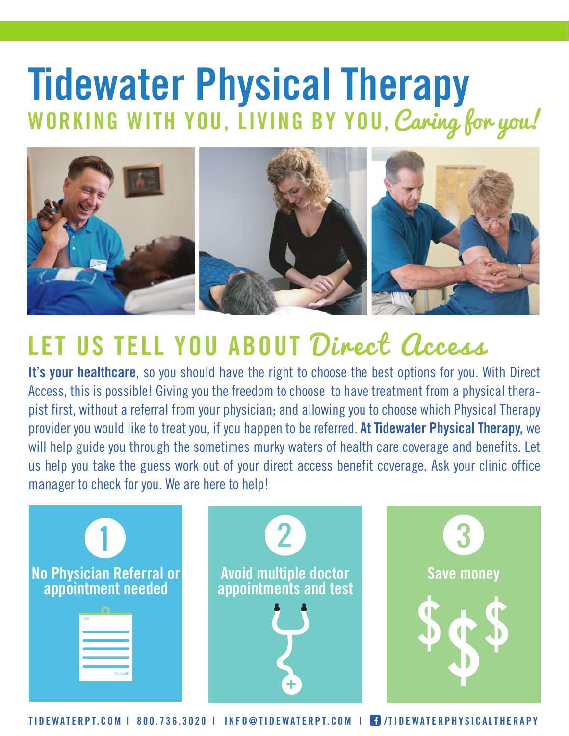# Tidewater Physical Therapy

## WORKING WITH YOU, LIVING BY YOU, *Caring for you!*

## LET US TELL YOU ABOUT *Direct Access*

**It's your healthcare**, so you should have the right to choose the best options for you. With Direct Access, this is possible! Giving you the freedom to choose to have treatment from a physical therapist first, without a referral from your physician; and allowing you to choose which Physical Therapy provider you would like to treat you, if you happen to be referred. **At Tidewater Physical Therapy,** we will help guide you through the sometimes murky waters of health care coverage and benefits. Let us help you take the guess work out of your direct access benefit coverage. Ask your clinic office manager to check for you. We are here to help!

1. No Physician Referral or appointment needed
2. Avoid multiple doctor appointments and test
3. Save money

TIDEWATERPT.COM | 800.736.3020 | INFO@TIDEWATERPT.COM | /TIDEWATERPHYSICALTHERAPY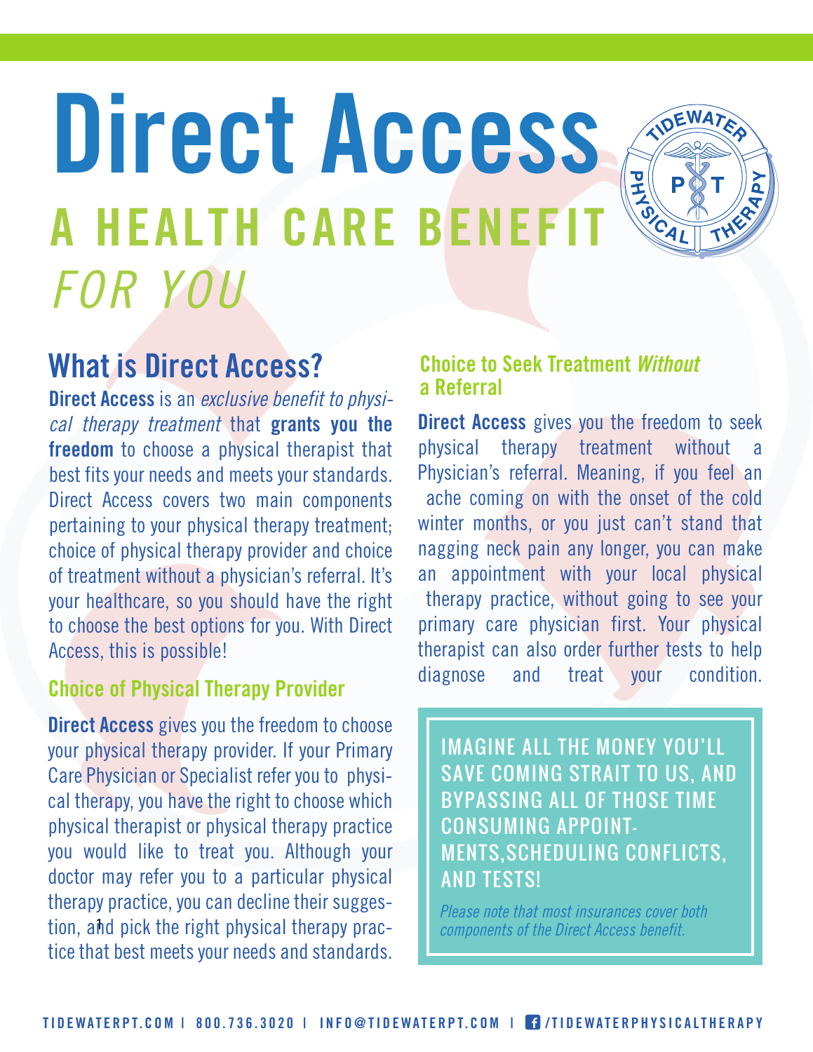# Direct Access

## A HEALTH CARE BENEFIT *FOR YOU*

## What is Direct Access?

**Direct Access** is an *exclusive benefit to physical therapy treatment* that **grants you the freedom** to choose a physical therapist that best fits your needs and meets your standards. Direct Access covers two main components pertaining to your physical therapy treatment; choice of physical therapy provider and choice of treatment without a physician's referral. It's your healthcare, so you should have the right to choose the best options for you. With Direct Access, this is possible!

### Choice of Physical Therapy Provider

**Direct Access** gives you the freedom to choose your physical therapy provider. If your Primary Care Physician or Specialist refer you to physical therapy, you have the right to choose which physical therapist or physical therapy practice you would like to treat you. Although your doctor may refer you to a particular physical therapy practice, you can decline their suggestion, and pick the right physical therapy practice that best meets your needs and standards.

### Choice to Seek Treatment *Without* a Referral

**Direct Access** gives you the freedom to seek physical therapy treatment without a Physician's referral. Meaning, if you feel an ache coming on with the onset of the cold winter months, or you just can't stand that nagging neck pain any longer, you can make an appointment with your local physical therapy practice, without going to see your primary care physician first. Your physical therapist can also order further tests to help diagnose and treat your condition.

IMAGINE ALL THE MONEY YOU'LL SAVE COMING STRAIT TO US, AND BYPASSING ALL OF THOSE TIME CONSUMING APPOINTMENTS,SCHEDULING CONFLICTS, AND TESTS!

*Please note that most insurances cover both components of the Direct Access benefit.*

TIDEWATERPT.COM | 800.736.3020 | INFO@TIDEWATERPT.COM | /TIDEWATERPHYSICALTHERAPY